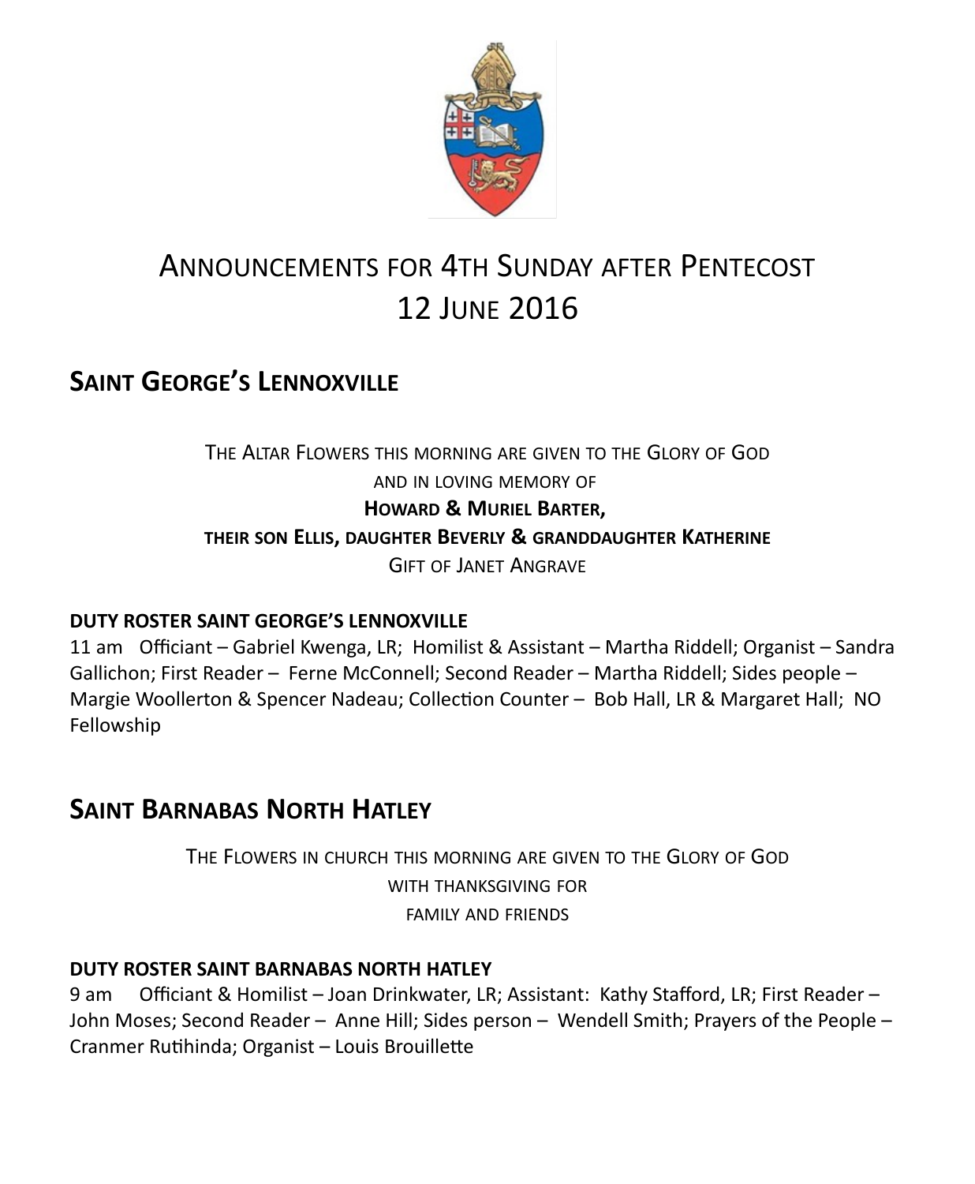# Announcements for 4th Sunday after Pentecost
# 12 June 2016

## Saint George's Lennoxville

The Altar Flowers this morning are given to the Glory of God
and in loving memory of
**Howard & Muriel Barter,**
**their son Ellis, daughter Beverly & granddaughter Katherine**
Gift of Janet Angrave

**DUTY ROSTER SAINT GEORGE'S LENNOXVILLE**

11 am   Officiant – Gabriel Kwenga, LR; Homilist & Assistant – Martha Riddell; Organist – Sandra Gallichon; First Reader – Ferne McConnell; Second Reader – Martha Riddell; Sides people – Margie Woollerton & Spencer Nadeau; Collection Counter – Bob Hall, LR & Margaret Hall; NO Fellowship

## Saint Barnabas North Hatley

The Flowers in church this morning are given to the Glory of God
with thanksgiving for
family and friends

**DUTY ROSTER SAINT BARNABAS NORTH HATLEY**

9 am   Officiant & Homilist – Joan Drinkwater, LR; Assistant: Kathy Stafford, LR; First Reader – John Moses; Second Reader – Anne Hill; Sides person – Wendell Smith; Prayers of the People – Cranmer Rutihinda; Organist – Louis Brouillette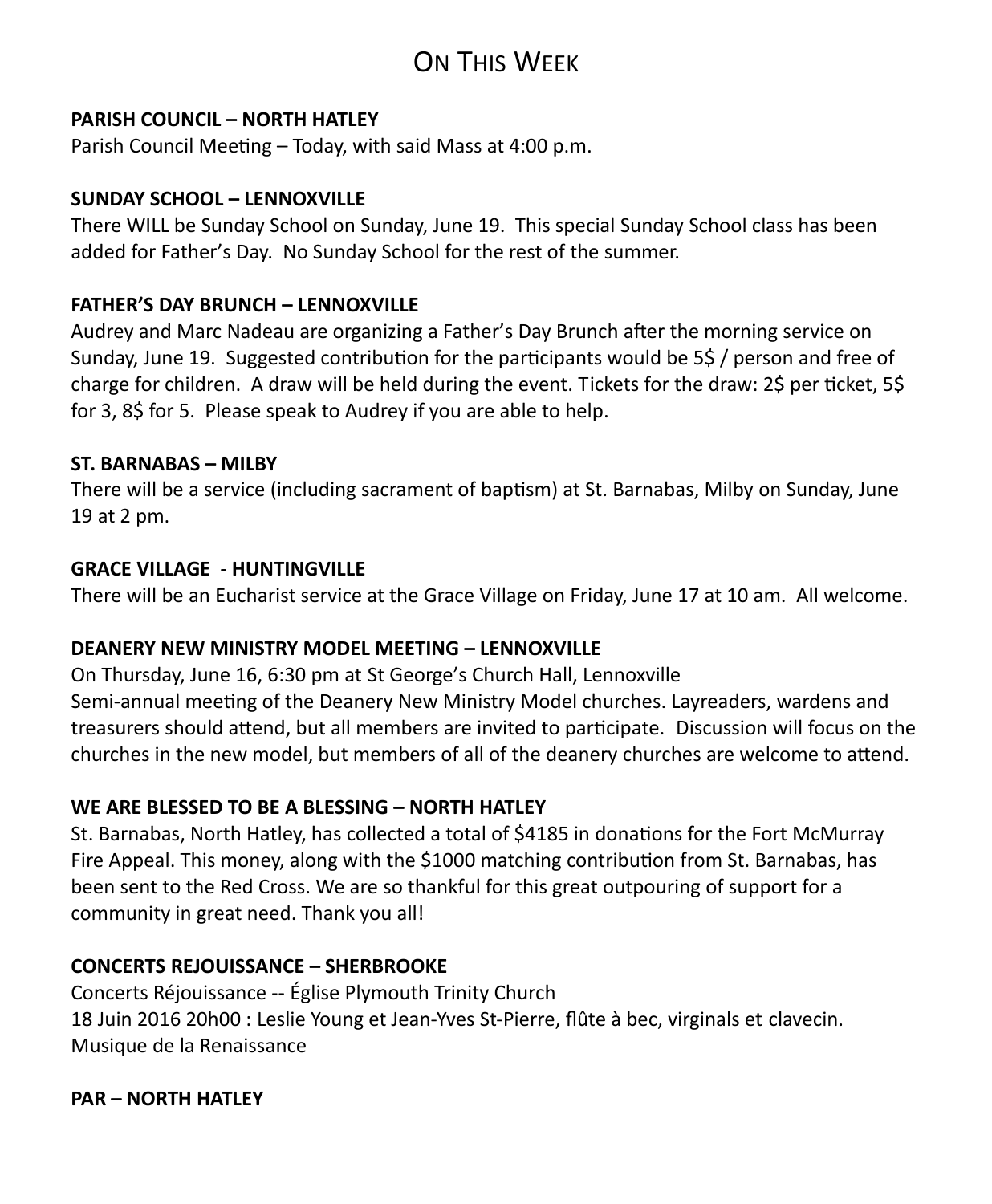# On This Week

**PARISH COUNCIL – NORTH HATLEY**

Parish Council Meeting – Today, with said Mass at 4:00 p.m.

**SUNDAY SCHOOL – LENNOXVILLE**

There WILL be Sunday School on Sunday, June 19. This special Sunday School class has been added for Father's Day. No Sunday School for the rest of the summer.

**FATHER'S DAY BRUNCH – LENNOXVILLE**

Audrey and Marc Nadeau are organizing a Father's Day Brunch after the morning service on Sunday, June 19. Suggested contribution for the participants would be 5$ / person and free of charge for children. A draw will be held during the event. Tickets for the draw: 2$ per ticket, 5$ for 3, 8$ for 5. Please speak to Audrey if you are able to help.

**ST. BARNABAS – MILBY**

There will be a service (including sacrament of baptism) at St. Barnabas, Milby on Sunday, June 19 at 2 pm.

**GRACE VILLAGE - HUNTINGVILLE**

There will be an Eucharist service at the Grace Village on Friday, June 17 at 10 am. All welcome.

**DEANERY NEW MINISTRY MODEL MEETING – LENNOXVILLE**

On Thursday, June 16, 6:30 pm at St George's Church Hall, Lennoxville
Semi-annual meeting of the Deanery New Ministry Model churches. Layreaders, wardens and treasurers should attend, but all members are invited to participate. Discussion will focus on the churches in the new model, but members of all of the deanery churches are welcome to attend.

**WE ARE BLESSED TO BE A BLESSING – NORTH HATLEY**

St. Barnabas, North Hatley, has collected a total of $4185 in donations for the Fort McMurray Fire Appeal. This money, along with the $1000 matching contribution from St. Barnabas, has been sent to the Red Cross. We are so thankful for this great outpouring of support for a community in great need. Thank you all!

**CONCERTS REJOUISSANCE – SHERBROOKE**

Concerts Réjouissance -- Église Plymouth Trinity Church
18 Juin 2016 20h00 : Leslie Young et Jean-Yves St-Pierre, flûte à bec, virginals et clavecin.
Musique de la Renaissance

**PAR – NORTH HATLEY**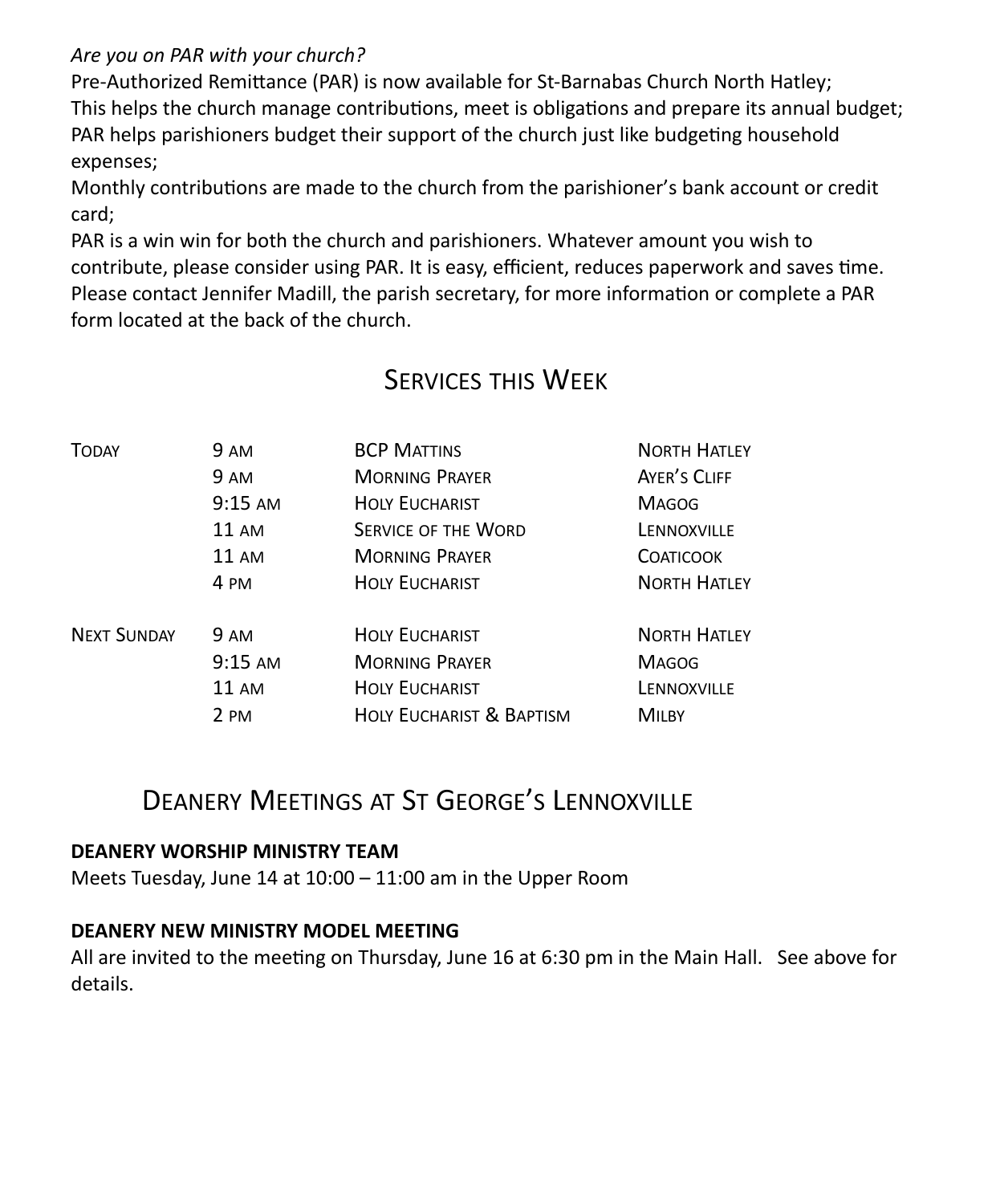*Are you on PAR with your church?*

Pre-Authorized Remittance (PAR) is now available for St-Barnabas Church North Hatley;
This helps the church manage contributions, meet is obligations and prepare its annual budget;
PAR helps parishioners budget their support of the church just like budgeting household expenses;
Monthly contributions are made to the church from the parishioner's bank account or credit card;
PAR is a win win for both the church and parishioners. Whatever amount you wish to contribute, please consider using PAR. It is easy, efficient, reduces paperwork and saves time. Please contact Jennifer Madill, the parish secretary, for more information or complete a PAR form located at the back of the church.

## Services this Week

| | | | |
|---|---|---|---|
| Today | 9 am | BCP Mattins | North Hatley |
| | 9 am | Morning Prayer | Ayer's Cliff |
| | 9:15 am | Holy Eucharist | Magog |
| | 11 am | Service of the Word | Lennoxville |
| | 11 am | Morning Prayer | Coaticook |
| | 4 pm | Holy Eucharist | North Hatley |
| Next Sunday | 9 am | Holy Eucharist | North Hatley |
| | 9:15 am | Morning Prayer | Magog |
| | 11 am | Holy Eucharist | Lennoxville |
| | 2 pm | Holy Eucharist & Baptism | Milby |

## Deanery Meetings at St George's Lennoxville

**DEANERY WORSHIP MINISTRY TEAM**

Meets Tuesday, June 14 at 10:00 – 11:00 am in the Upper Room

**DEANERY NEW MINISTRY MODEL MEETING**

All are invited to the meeting on Thursday, June 16 at 6:30 pm in the Main Hall. See above for details.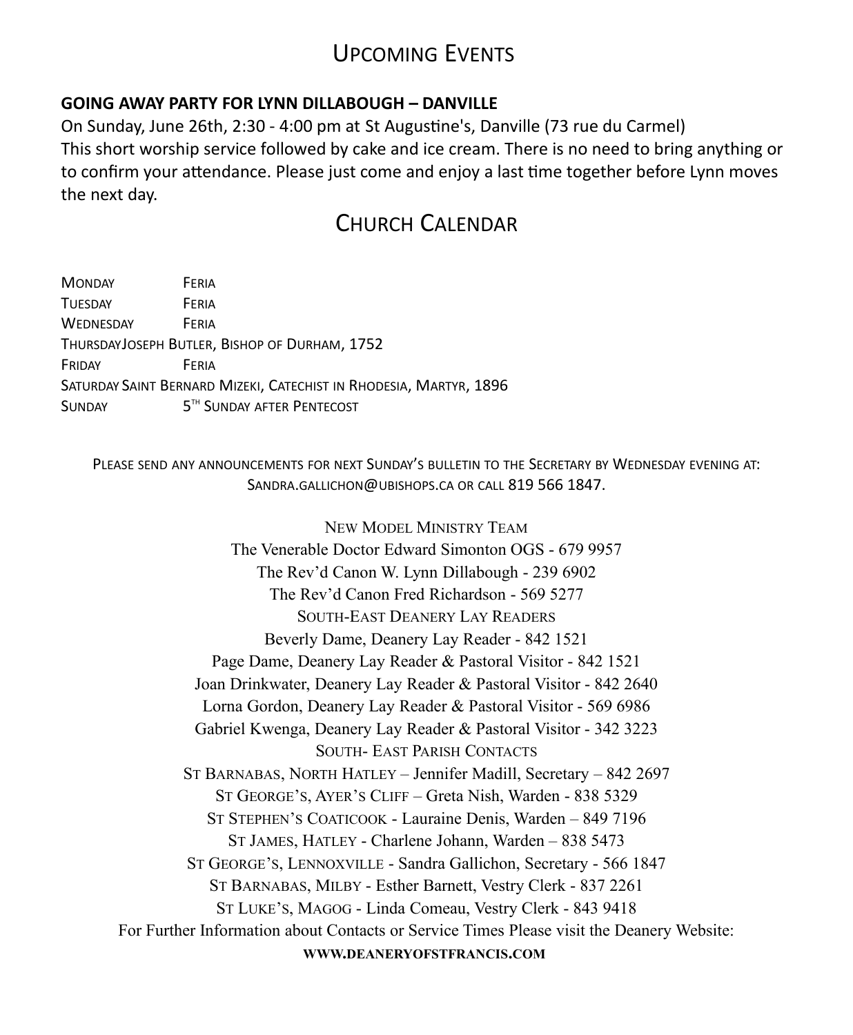## Upcoming Events

**GOING AWAY PARTY FOR LYNN DILLABOUGH – DANVILLE**

On Sunday, June 26th, 2:30 - 4:00 pm at St Augustine's, Danville (73 rue du Carmel)
This short worship service followed by cake and ice cream. There is no need to bring anything or to confirm your attendance. Please just come and enjoy a last time together before Lynn moves the next day.

## Church Calendar

| | |
|---|---|
| Monday | Feria |
| Tuesday | Feria |
| Wednesday | Feria |
| Thursday | Joseph Butler, Bishop of Durham, 1752 |
| Friday | Feria |
| Saturday | Saint Bernard Mizeki, Catechist in Rhodesia, Martyr, 1896 |
| Sunday | 5th Sunday after Pentecost |

Please send any announcements for next Sunday's bulletin to the Secretary by Wednesday evening at: Sandra.gallichon@ubishops.ca or call 819 566 1847.

New Model Ministry Team
The Venerable Doctor Edward Simonton OGS - 679 9957
The Rev'd Canon W. Lynn Dillabough - 239 6902
The Rev'd Canon Fred Richardson - 569 5277

South-East Deanery Lay Readers
Beverly Dame, Deanery Lay Reader - 842 1521
Page Dame, Deanery Lay Reader & Pastoral Visitor - 842 1521
Joan Drinkwater, Deanery Lay Reader & Pastoral Visitor - 842 2640
Lorna Gordon, Deanery Lay Reader & Pastoral Visitor - 569 6986
Gabriel Kwenga, Deanery Lay Reader & Pastoral Visitor - 342 3223

South- East Parish Contacts
St Barnabas, North Hatley – Jennifer Madill, Secretary – 842 2697
St George's, Ayer's Cliff – Greta Nish, Warden - 838 5329
St Stephen's Coaticook - Lauraine Denis, Warden – 849 7196
St James, Hatley - Charlene Johann, Warden – 838 5473
St George's, Lennoxville - Sandra Gallichon, Secretary - 566 1847
St Barnabas, Milby - Esther Barnett, Vestry Clerk - 837 2261
St Luke's, Magog - Linda Comeau, Vestry Clerk - 843 9418

For Further Information about Contacts or Service Times Please visit the Deanery Website:
**WWW.DEANERYOFSTFRANCIS.COM**